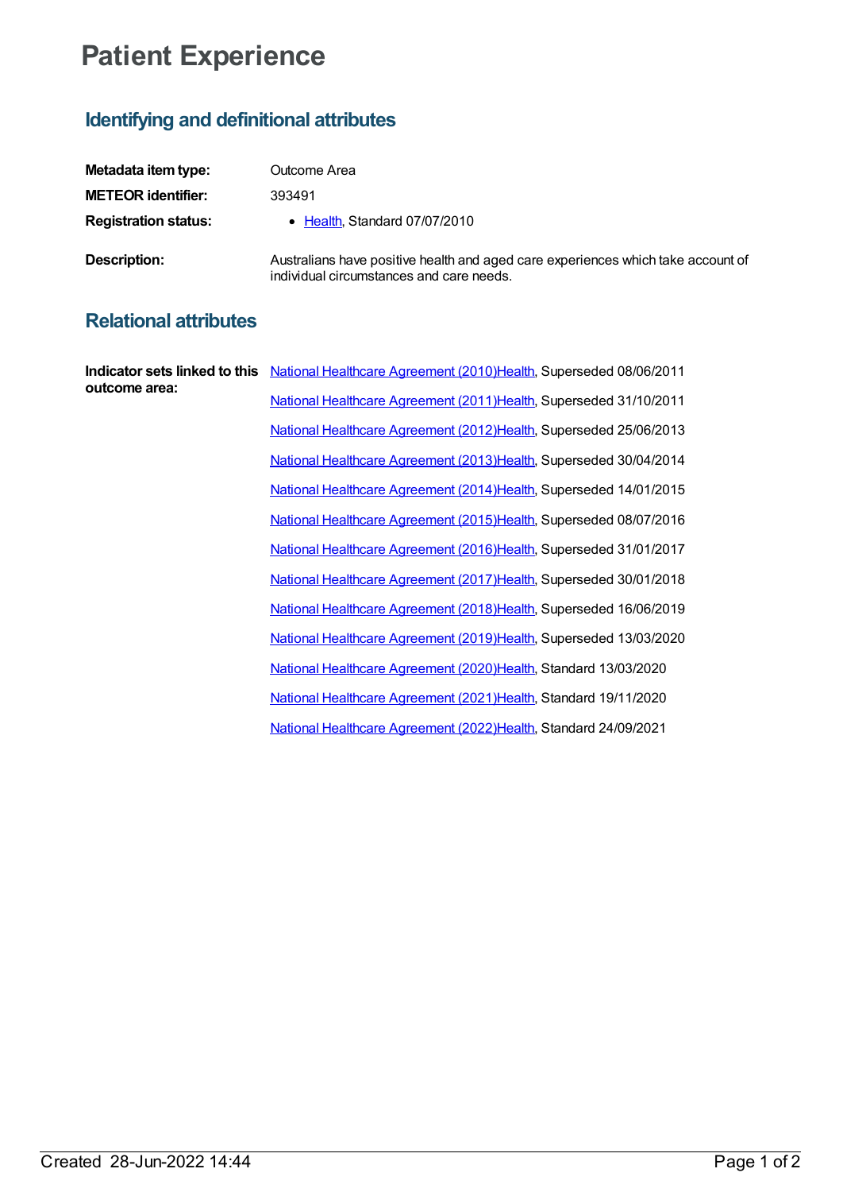# Patient Experience

## Identifying and definitional attributes

| | |
|---|---|
| **Metadata item type:** | Outcome Area |
| **METEOR identifier:** | 393491 |
| **Registration status:** | • Health, Standard 07/07/2010 |
| **Description:** | Australians have positive health and aged care experiences which take account of individual circumstances and care needs. |

## Relational attributes

**Indicator sets linked to this outcome area:**

National Healthcare Agreement (2010)Health, Superseded 08/06/2011

National Healthcare Agreement (2011)Health, Superseded 31/10/2011

National Healthcare Agreement (2012)Health, Superseded 25/06/2013

National Healthcare Agreement (2013)Health, Superseded 30/04/2014

National Healthcare Agreement (2014)Health, Superseded 14/01/2015

National Healthcare Agreement (2015)Health, Superseded 08/07/2016

National Healthcare Agreement (2016)Health, Superseded 31/01/2017

National Healthcare Agreement (2017)Health, Superseded 30/01/2018

National Healthcare Agreement (2018)Health, Superseded 16/06/2019

National Healthcare Agreement (2019)Health, Superseded 13/03/2020

National Healthcare Agreement (2020)Health, Standard 13/03/2020

National Healthcare Agreement (2021)Health, Standard 19/11/2020

National Healthcare Agreement (2022)Health, Standard 24/09/2021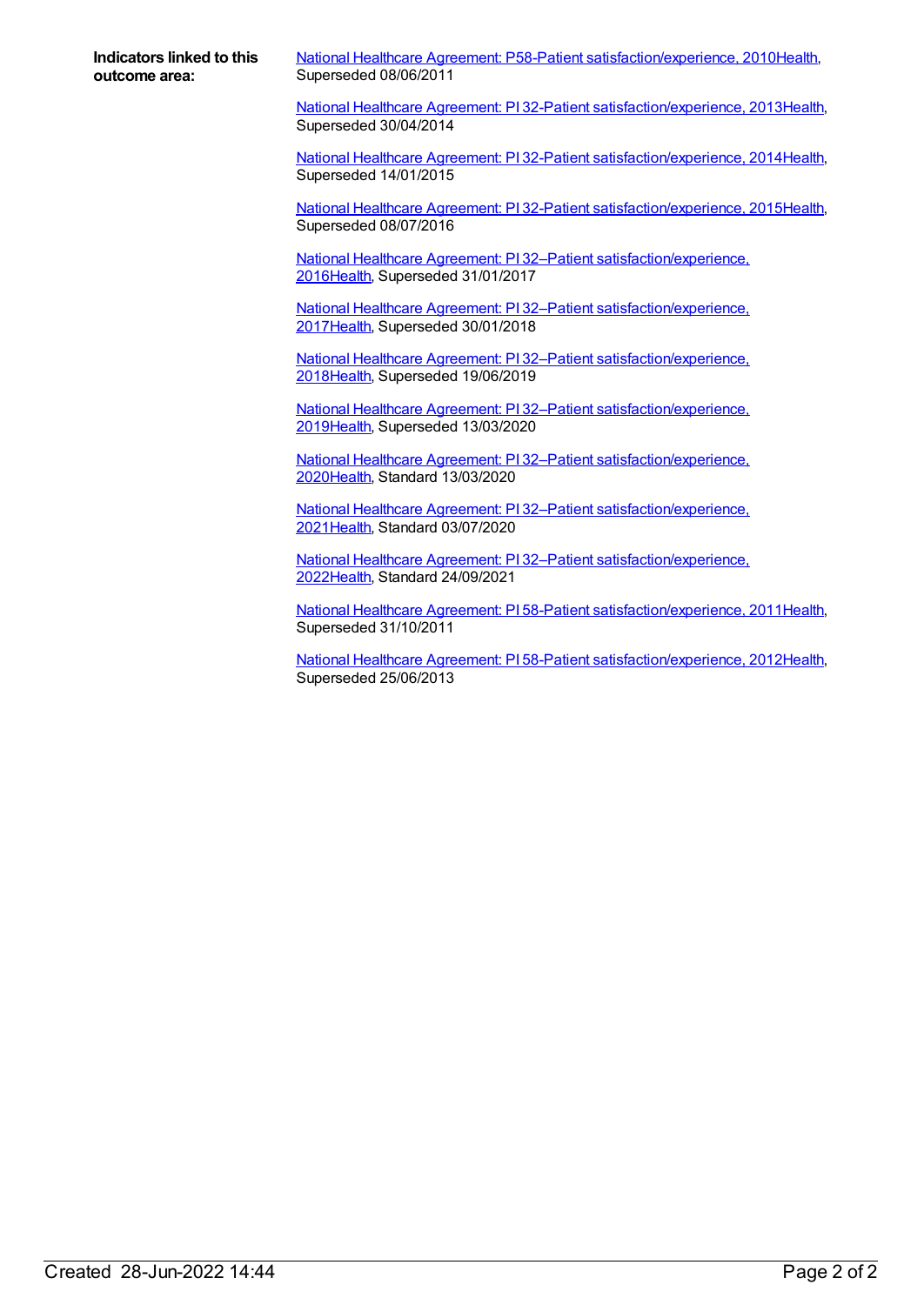**Indicators linked to this outcome area:**

National Healthcare Agreement: P58-Patient satisfaction/experience, 2010Health, Superseded 08/06/2011

National Healthcare Agreement: PI 32-Patient satisfaction/experience, 2013Health, Superseded 30/04/2014

National Healthcare Agreement: PI 32-Patient satisfaction/experience, 2014Health, Superseded 14/01/2015

National Healthcare Agreement: PI 32-Patient satisfaction/experience, 2015Health, Superseded 08/07/2016

National Healthcare Agreement: PI 32–Patient satisfaction/experience, 2016Health, Superseded 31/01/2017

National Healthcare Agreement: PI 32–Patient satisfaction/experience, 2017Health, Superseded 30/01/2018

National Healthcare Agreement: PI 32–Patient satisfaction/experience, 2018Health, Superseded 19/06/2019

National Healthcare Agreement: PI 32–Patient satisfaction/experience, 2019Health, Superseded 13/03/2020

National Healthcare Agreement: PI 32–Patient satisfaction/experience, 2020Health, Standard 13/03/2020

National Healthcare Agreement: PI 32–Patient satisfaction/experience, 2021Health, Standard 03/07/2020

National Healthcare Agreement: PI 32–Patient satisfaction/experience, 2022Health, Standard 24/09/2021

National Healthcare Agreement: PI 58-Patient satisfaction/experience, 2011Health, Superseded 31/10/2011

National Healthcare Agreement: PI 58-Patient satisfaction/experience, 2012Health, Superseded 25/06/2013